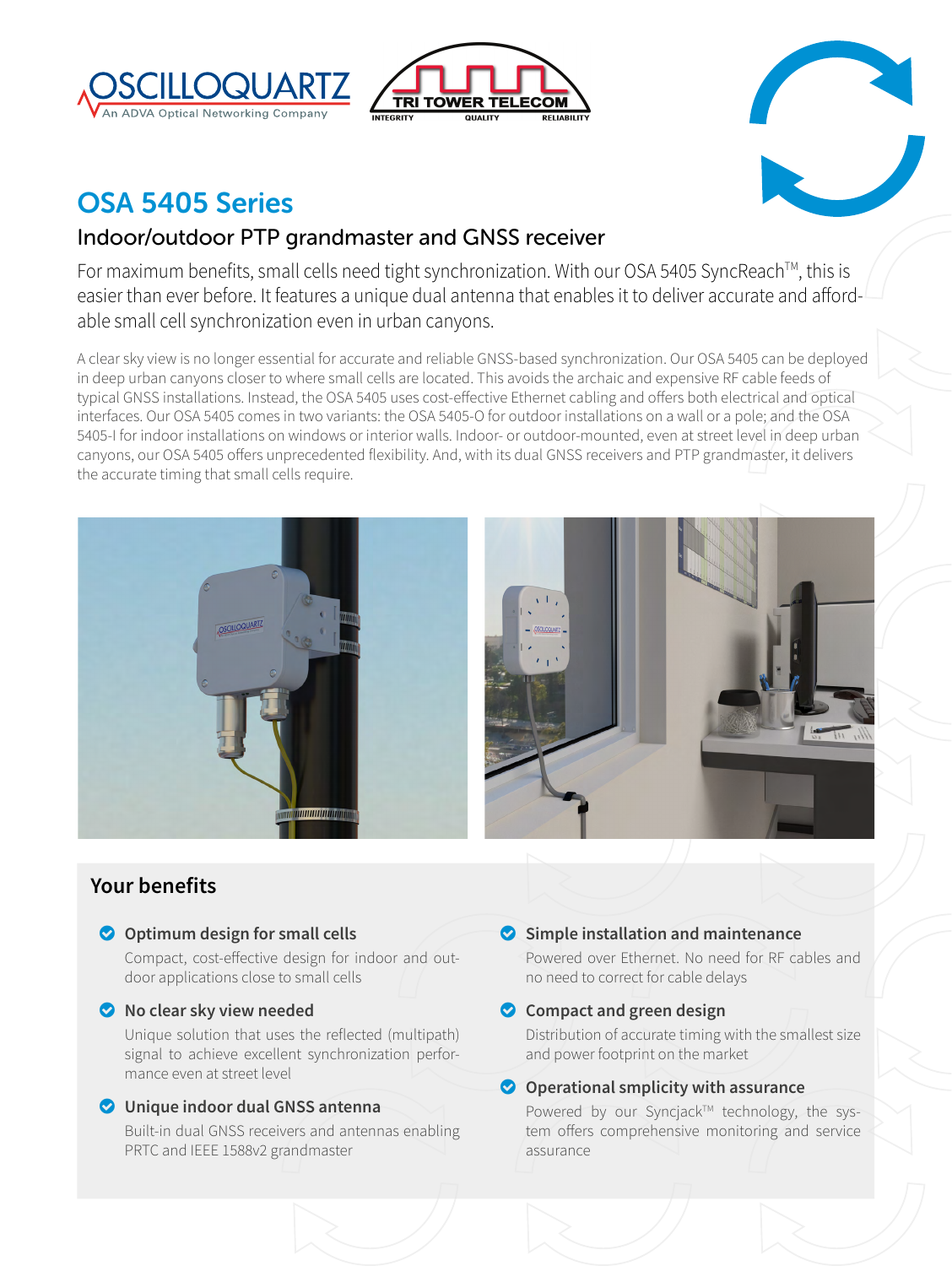# OSA 5405 Series

## Indoor/outdoor PTP grandmaster and GNSS receiver

For maximum benefits, small cells need tight synchronization. With our OSA 5405 SyncReach™, this is easier than ever before. It features a unique dual antenna that enables it to deliver accurate and affordable small cell synchronization even in urban canyons.

A clear sky view is no longer essential for accurate and reliable GNSS-based synchronization. Our OSA 5405 can be deployed in deep urban canyons closer to where small cells are located. This avoids the archaic and expensive RF cable feeds of typical GNSS installations. Instead, the OSA 5405 uses cost-effective Ethernet cabling and offers both electrical and optical interfaces. Our OSA 5405 comes in two variants: the OSA 5405-O for outdoor installations on a wall or a pole; and the OSA 5405-I for indoor installations on windows or interior walls. Indoor- or outdoor-mounted, even at street level in deep urban canyons, our OSA 5405 offers unprecedented flexibility. And, with its dual GNSS receivers and PTP grandmaster, it delivers the accurate timing that small cells require.

## Your benefits

- **Optimum design for small cells**
  Compact, cost-effective design for indoor and outdoor applications close to small cells

- **No clear sky view needed**
  Unique solution that uses the reflected (multipath) signal to achieve excellent synchronization performance even at street level

- **Unique indoor dual GNSS antenna**
  Built-in dual GNSS receivers and antennas enabling PRTC and IEEE 1588v2 grandmaster

- **Simple installation and maintenance**
  Powered over Ethernet. No need for RF cables and no need to correct for cable delays

- **Compact and green design**
  Distribution of accurate timing with the smallest size and power footprint on the market

- **Operational smplicity with assurance**
  Powered by our Syncjack™ technology, the system offers comprehensive monitoring and service assurance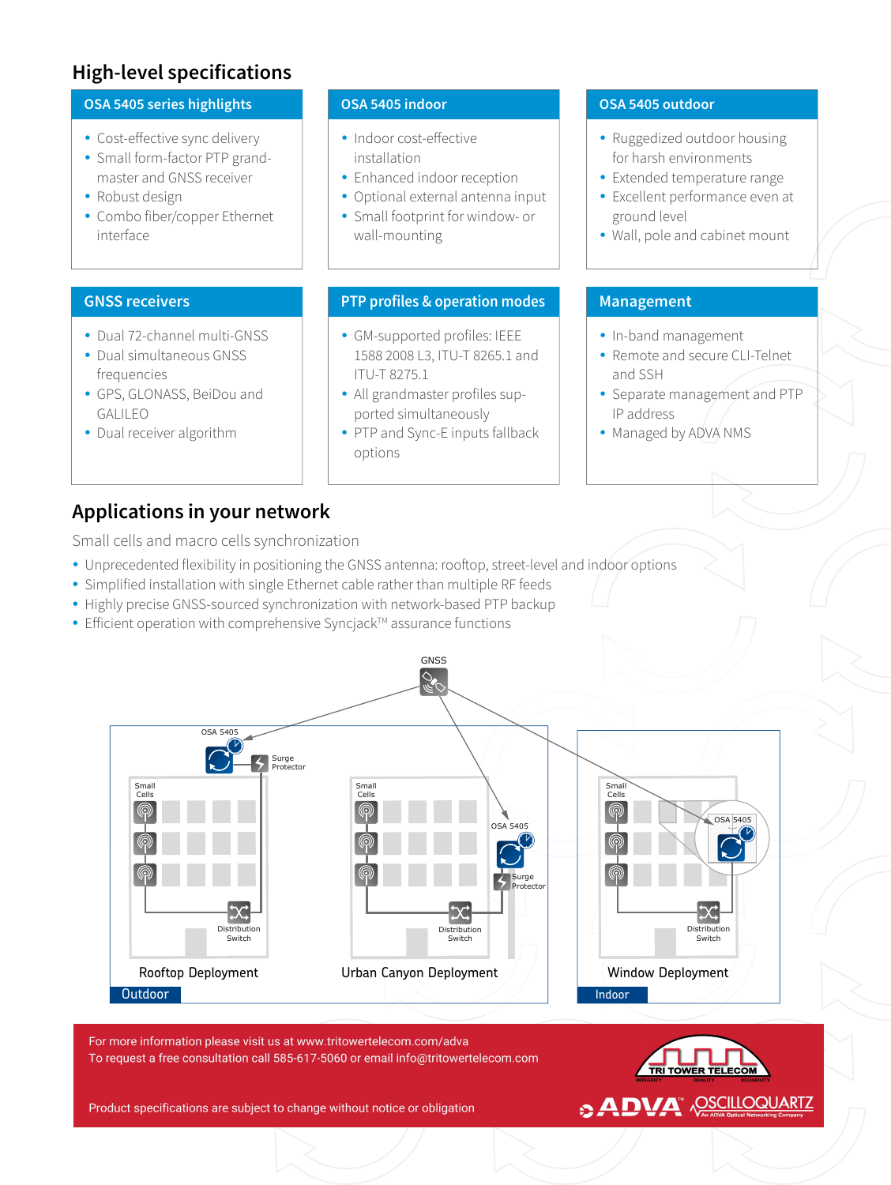## High-level specifications

### OSA 5405 series highlights

- Cost-effective sync delivery
- Small form-factor PTP grand-master and GNSS receiver
- Robust design
- Combo fiber/copper Ethernet interface

### OSA 5405 indoor

- Indoor cost-effective installation
- Enhanced indoor reception
- Optional external antenna input
- Small footprint for window- or wall-mounting

### OSA 5405 outdoor

- Ruggedized outdoor housing for harsh environments
- Extended temperature range
- Excellent performance even at ground level
- Wall, pole and cabinet mount

### GNSS receivers

- Dual 72-channel multi-GNSS
- Dual simultaneous GNSS frequencies
- GPS, GLONASS, BeiDou and GALILEO
- Dual receiver algorithm

### PTP profiles & operation modes

- GM-supported profiles: IEEE 1588 2008 L3, ITU-T 8265.1 and ITU-T 8275.1
- All grandmaster profiles supported simultaneously
- PTP and Sync-E inputs fallback options

### Management

- In-band management
- Remote and secure CLI-Telnet and SSH
- Separate management and PTP IP address
- Managed by ADVA NMS

## Applications in your network

Small cells and macro cells synchronization

- Unprecedented flexibility in positioning the GNSS antenna: rooftop, street-level and indoor options
- Simplified installation with single Ethernet cable rather than multiple RF feeds
- Highly precise GNSS-sourced synchronization with network-based PTP backup
- Efficient operation with comprehensive Syncjack™ assurance functions

GNSS

OSA 5405 | Surge Protector | Small Cells | Distribution Switch

Rooftop Deployment | Urban Canyon Deployment | Window Deployment

Outdoor | Indoor

For more information please visit us at www.tritowertelecom.com/adva
To request a free consultation call 585-617-5060 or email info@tritowertelecom.com

Product specifications are subject to change without notice or obligation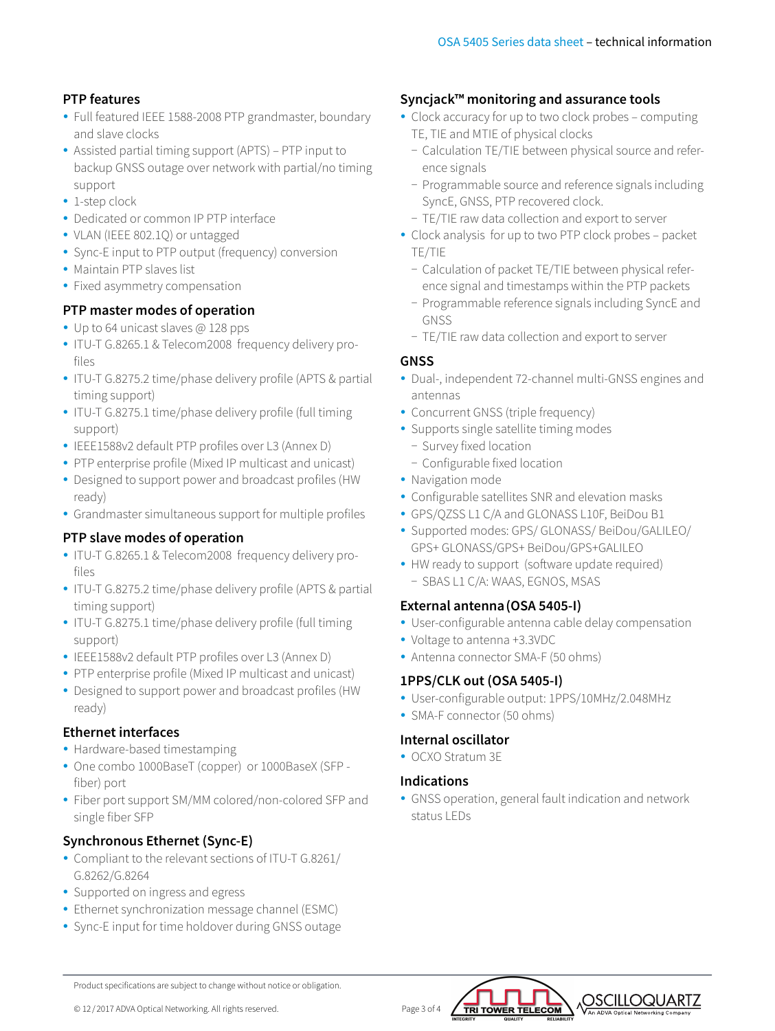## PTP features

- Full featured IEEE 1588-2008 PTP grandmaster, boundary and slave clocks
- Assisted partial timing support (APTS) – PTP input to backup GNSS outage over network with partial/no timing support
- 1-step clock
- Dedicated or common IP PTP interface
- VLAN (IEEE 802.1Q) or untagged
- Sync-E input to PTP output (frequency) conversion
- Maintain PTP slaves list
- Fixed asymmetry compensation

## PTP master modes of operation

- Up to 64 unicast slaves @ 128 pps
- ITU-T G.8265.1 & Telecom2008 frequency delivery profiles
- ITU-T G.8275.2 time/phase delivery profile (APTS & partial timing support)
- ITU-T G.8275.1 time/phase delivery profile (full timing support)
- IEEE1588v2 default PTP profiles over L3 (Annex D)
- PTP enterprise profile (Mixed IP multicast and unicast)
- Designed to support power and broadcast profiles (HW ready)
- Grandmaster simultaneous support for multiple profiles

## PTP slave modes of operation

- ITU-T G.8265.1 & Telecom2008 frequency delivery profiles
- ITU-T G.8275.2 time/phase delivery profile (APTS & partial timing support)
- ITU-T G.8275.1 time/phase delivery profile (full timing support)
- IEEE1588v2 default PTP profiles over L3 (Annex D)
- PTP enterprise profile (Mixed IP multicast and unicast)
- Designed to support power and broadcast profiles (HW ready)

## Ethernet interfaces

- Hardware-based timestamping
- One combo 1000BaseT (copper) or 1000BaseX (SFP - fiber) port
- Fiber port support SM/MM colored/non-colored SFP and single fiber SFP

## Synchronous Ethernet (Sync-E)

- Compliant to the relevant sections of ITU-T G.8261/ G.8262/G.8264
- Supported on ingress and egress
- Ethernet synchronization message channel (ESMC)
- Sync-E input for time holdover during GNSS outage

## Syncjack™ monitoring and assurance tools

- Clock accuracy for up to two clock probes – computing TE, TIE and MTIE of physical clocks
  - Calculation TE/TIE between physical source and reference signals
  - Programmable source and reference signals including SyncE, GNSS, PTP recovered clock.
  - TE/TIE raw data collection and export to server
- Clock analysis for up to two PTP clock probes – packet TE/TIE
  - Calculation of packet TE/TIE between physical reference signal and timestamps within the PTP packets
  - Programmable reference signals including SyncE and GNSS
  - TE/TIE raw data collection and export to server

## GNSS

- Dual-, independent 72-channel multi-GNSS engines and antennas
- Concurrent GNSS (triple frequency)
- Supports single satellite timing modes
  - Survey fixed location
  - Configurable fixed location
- Navigation mode
- Configurable satellites SNR and elevation masks
- GPS/QZSS L1 C/A and GLONASS L10F, BeiDou B1
- Supported modes: GPS/ GLONASS/ BeiDou/GALILEO/ GPS+ GLONASS/GPS+ BeiDou/GPS+GALILEO
- HW ready to support (software update required)
  - SBAS L1 C/A: WAAS, EGNOS, MSAS

## External antenna (OSA 5405-I)

- User-configurable antenna cable delay compensation
- Voltage to antenna +3.3VDC
- Antenna connector SMA-F (50 ohms)

## 1PPS/CLK out (OSA 5405-I)

- User-configurable output: 1PPS/10MHz/2.048MHz
- SMA-F connector (50 ohms)

## Internal oscillator

- OCXO Stratum 3E

## Indications

- GNSS operation, general fault indication and network status LEDs

Product specifications are subject to change without notice or obligation.

© 12 / 2017 ADVA Optical Networking. All rights reserved.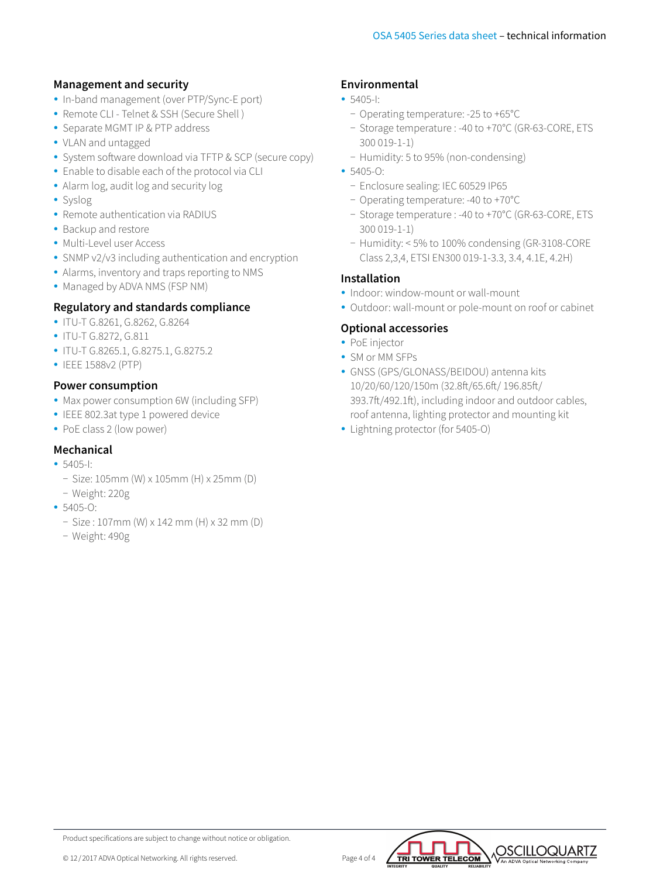## Management and security

- In-band management (over PTP/Sync-E port)
- Remote CLI - Telnet & SSH (Secure Shell )
- Separate MGMT IP & PTP address
- VLAN and untagged
- System software download via TFTP & SCP (secure copy)
- Enable to disable each of the protocol via CLI
- Alarm log, audit log and security log
- Syslog
- Remote authentication via RADIUS
- Backup and restore
- Multi-Level user Access
- SNMP v2/v3 including authentication and encryption
- Alarms, inventory and traps reporting to NMS
- Managed by ADVA NMS (FSP NM)

## Regulatory and standards compliance

- ITU-T G.8261, G.8262, G.8264
- ITU-T G.8272, G.811
- ITU-T G.8265.1, G.8275.1, G.8275.2
- IEEE 1588v2 (PTP)

## Power consumption

- Max power consumption 6W (including SFP)
- IEEE 802.3at type 1 powered device
- PoE class 2 (low power)

## Mechanical

- 5405-I:
  - Size: 105mm (W) x 105mm (H) x 25mm (D)
  - Weight: 220g
- 5405-O:
  - Size : 107mm (W) x 142 mm (H) x 32 mm (D)
  - Weight: 490g

## Environmental

- 5405-I:
  - Operating temperature: -25 to +65°C
  - Storage temperature : -40 to +70°C (GR-63-CORE, ETS 300 019-1-1)
  - Humidity: 5 to 95% (non-condensing)
- 5405-O:
  - Enclosure sealing: IEC 60529 IP65
  - Operating temperature: -40 to +70°C
  - Storage temperature : -40 to +70°C (GR-63-CORE, ETS 300 019-1-1)
  - Humidity: < 5% to 100% condensing (GR-3108-CORE Class 2,3,4, ETSI EN300 019-1-3.3, 3.4, 4.1E, 4.2H)

## Installation

- Indoor: window-mount or wall-mount
- Outdoor: wall-mount or pole-mount on roof or cabinet

## Optional accessories

- PoE injector
- SM or MM SFPs
- GNSS (GPS/GLONASS/BEIDOU) antenna kits 10/20/60/120/150m (32.8ft/65.6ft/ 196.85ft/ 393.7ft/492.1ft), including indoor and outdoor cables, roof antenna, lighting protector and mounting kit
- Lightning protector (for 5405-O)

Product specifications are subject to change without notice or obligation.

© 12 / 2017 ADVA Optical Networking. All rights reserved.